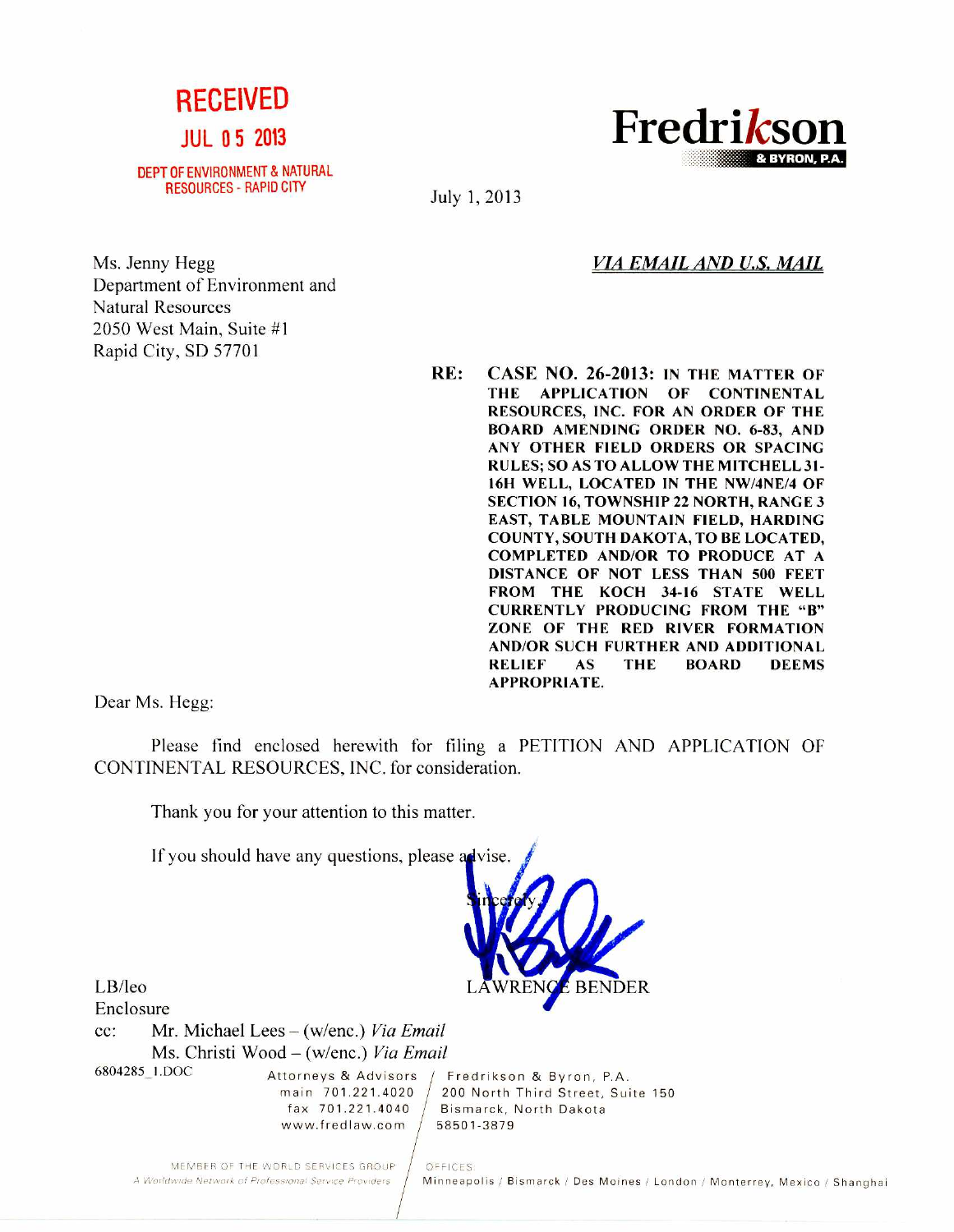**RECEIVED**

**JUL 05 2013**

**DEPT OF ENVIRONMENT & NATURAL RESOURCES - RAPID CITY**

**Fredrikson & BYRON, P.A.**

July 1, 2013

Ms. Jenny Hegg
Department of Environment and
Natural Resources
2050 West Main, Suite #1
Rapid City, SD 57701

***VIA EMAIL AND U.S. MAIL***

**RE: CASE NO. 26-2013: IN THE MATTER OF THE APPLICATION OF CONTINENTAL RESOURCES, INC. FOR AN ORDER OF THE BOARD AMENDING ORDER NO. 6-83, AND ANY OTHER FIELD ORDERS OR SPACING RULES; SO AS TO ALLOW THE MITCHELL 31-16H WELL, LOCATED IN THE NW/4NE/4 OF SECTION 16, TOWNSHIP 22 NORTH, RANGE 3 EAST, TABLE MOUNTAIN FIELD, HARDING COUNTY, SOUTH DAKOTA, TO BE LOCATED, COMPLETED AND/OR TO PRODUCE AT A DISTANCE OF NOT LESS THAN 500 FEET FROM THE KOCH 34-16 STATE WELL CURRENTLY PRODUCING FROM THE "B" ZONE OF THE RED RIVER FORMATION AND/OR SUCH FURTHER AND ADDITIONAL RELIEF AS THE BOARD DEEMS APPROPRIATE.**

Dear Ms. Hegg:

Please find enclosed herewith for filing a PETITION AND APPLICATION OF CONTINENTAL RESOURCES, INC. for consideration.

Thank you for your attention to this matter.

If you should have any questions, please advise.

Sincerely,

LAWRENCE BENDER

LB/leo
Enclosure
cc: Mr. Michael Lees – (w/enc.) *Via Email*
Ms. Christi Wood – (w/enc.) *Via Email*

6804285_1.DOC

Attorneys & Advisors
main 701.221.4020
fax 701.221.4040
www.fredlaw.com

Fredrikson & Byron, P.A.
200 North Third Street, Suite 150
Bismarck, North Dakota
58501-3879

MEMBER OF THE WORLD SERVICES GROUP
*A Worldwide Network of Professional Service Providers*

OFFICES:
Minneapolis / Bismarck / Des Moines / London / Monterrey, Mexico / Shanghai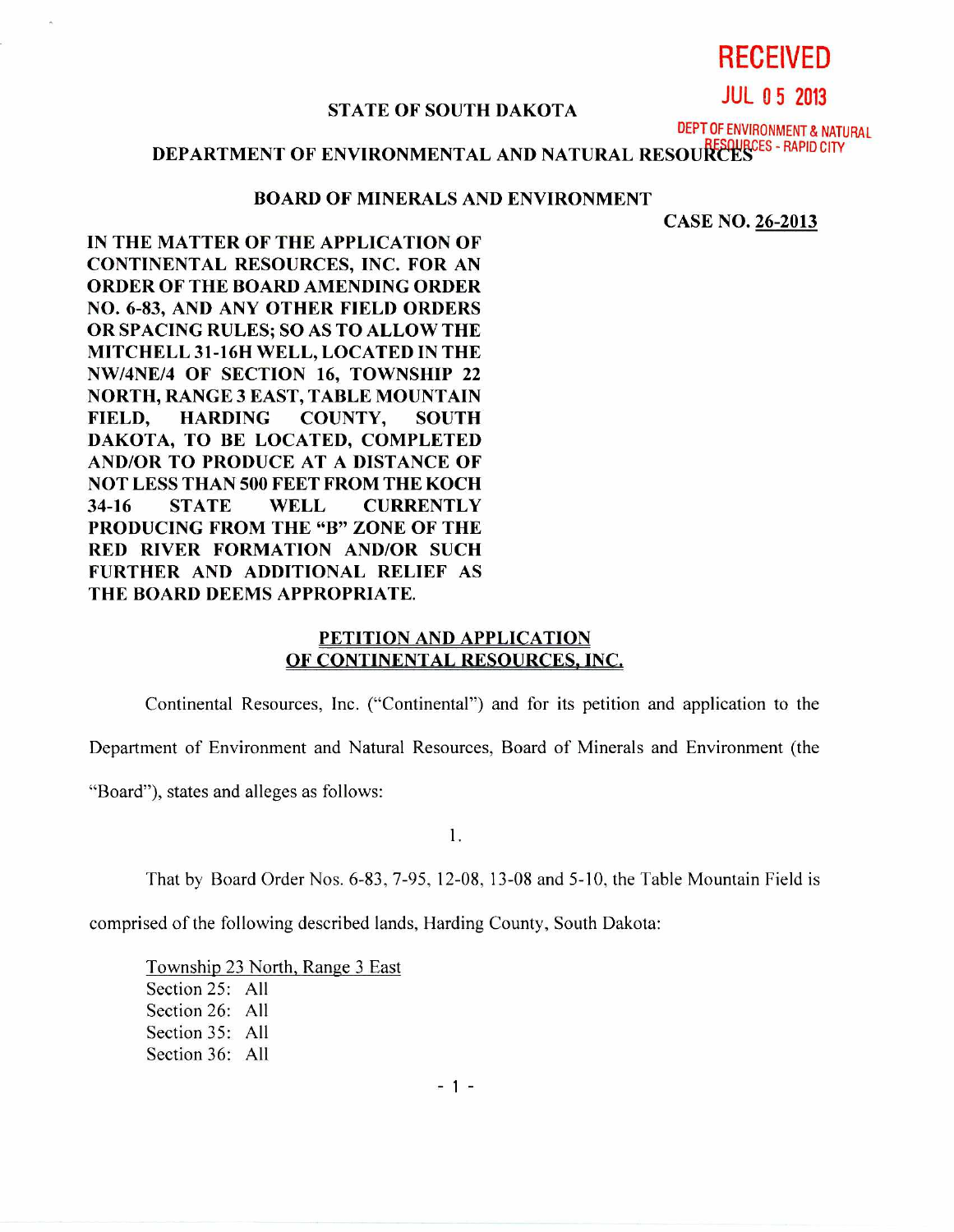RECEIVED

JUL 05 2013

DEPT OF ENVIRONMENT & NATURAL RESOURCES - RAPID CITY

**STATE OF SOUTH DAKOTA**

**DEPARTMENT OF ENVIRONMENTAL AND NATURAL RESOURCES**

**BOARD OF MINERALS AND ENVIRONMENT**

**CASE NO. 26-2013**

**IN THE MATTER OF THE APPLICATION OF CONTINENTAL RESOURCES, INC. FOR AN ORDER OF THE BOARD AMENDING ORDER NO. 6-83, AND ANY OTHER FIELD ORDERS OR SPACING RULES; SO AS TO ALLOW THE MITCHELL 31-16H WELL, LOCATED IN THE NW/4NE/4 OF SECTION 16, TOWNSHIP 22 NORTH, RANGE 3 EAST, TABLE MOUNTAIN FIELD, HARDING COUNTY, SOUTH DAKOTA, TO BE LOCATED, COMPLETED AND/OR TO PRODUCE AT A DISTANCE OF NOT LESS THAN 500 FEET FROM THE KOCH 34-16 STATE WELL CURRENTLY PRODUCING FROM THE "B" ZONE OF THE RED RIVER FORMATION AND/OR SUCH FURTHER AND ADDITIONAL RELIEF AS THE BOARD DEEMS APPROPRIATE.**

**PETITION AND APPLICATION OF CONTINENTAL RESOURCES, INC.**

Continental Resources, Inc. ("Continental") and for its petition and application to the Department of Environment and Natural Resources, Board of Minerals and Environment (the "Board"), states and alleges as follows:

1.

That by Board Order Nos. 6-83, 7-95, 12-08, 13-08 and 5-10, the Table Mountain Field is comprised of the following described lands, Harding County, South Dakota:

Township 23 North, Range 3 East
Section 25: All
Section 26: All
Section 35: All
Section 36: All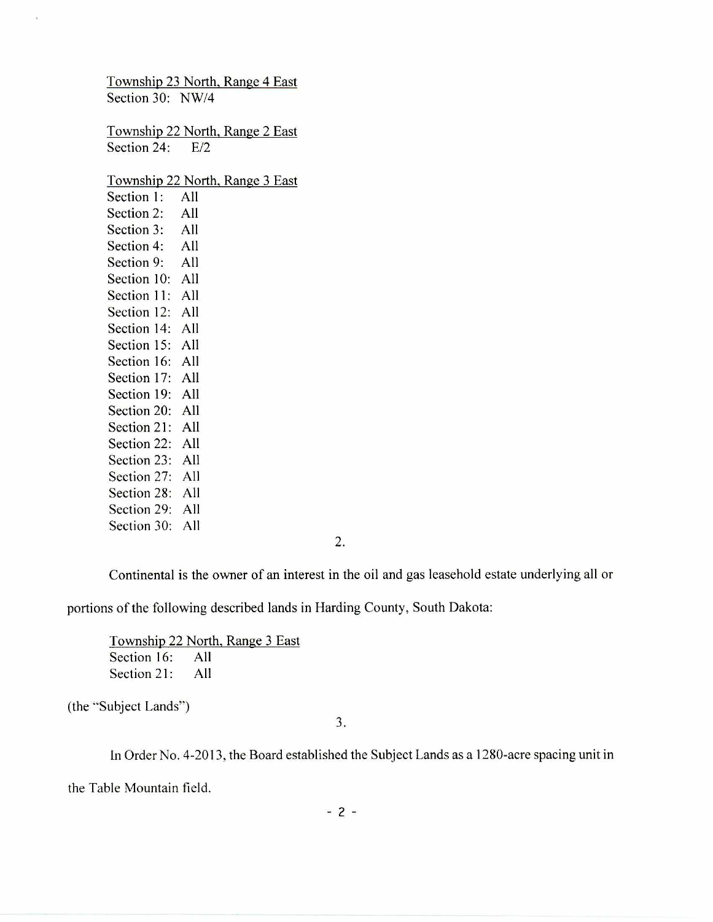<u>Township 23 North, Range 4 East</u>
Section 30: NW/4

<u>Township 22 North, Range 2 East</u>
Section 24: E/2

<u>Township 22 North, Range 3 East</u>
Section 1: All
Section 2: All
Section 3: All
Section 4: All
Section 9: All
Section 10: All
Section 11: All
Section 12: All
Section 14: All
Section 15: All
Section 16: All
Section 17: All
Section 19: All
Section 20: All
Section 21: All
Section 22: All
Section 23: All
Section 27: All
Section 28: All
Section 29: All
Section 30: All

2.

Continental is the owner of an interest in the oil and gas leasehold estate underlying all or portions of the following described lands in Harding County, South Dakota:

<u>Township 22 North, Range 3 East</u>
Section 16: All
Section 21: All

(the "Subject Lands")

3.

In Order No. 4-2013, the Board established the Subject Lands as a 1280-acre spacing unit in the Table Mountain field.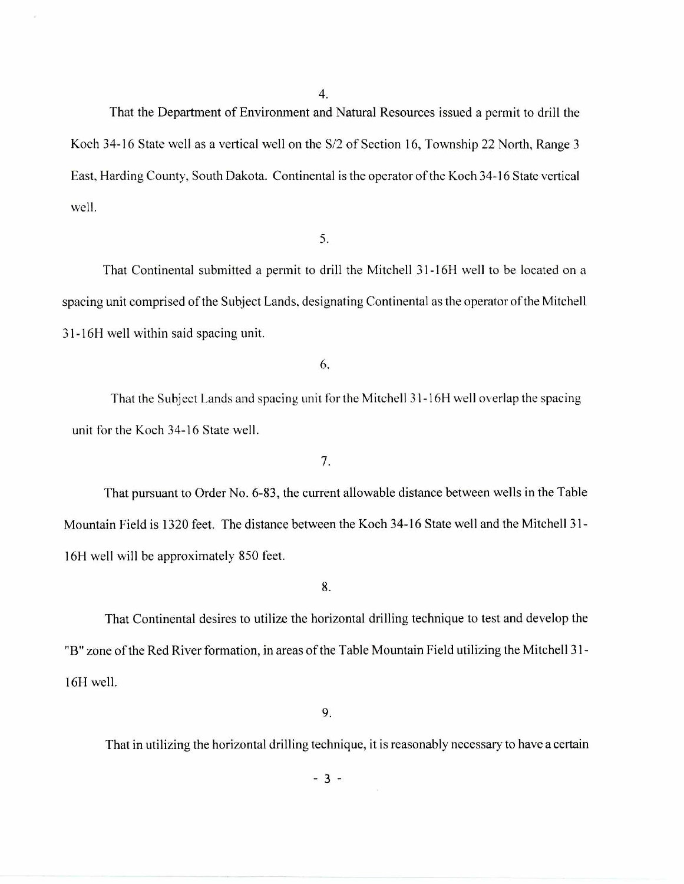4.

That the Department of Environment and Natural Resources issued a permit to drill the Koch 34-16 State well as a vertical well on the S/2 of Section 16, Township 22 North, Range 3 East, Harding County, South Dakota. Continental is the operator of the Koch 34-16 State vertical well.

5.

That Continental submitted a permit to drill the Mitchell 31-16H well to be located on a spacing unit comprised of the Subject Lands, designating Continental as the operator of the Mitchell 31-16H well within said spacing unit.

6.

That the Subject Lands and spacing unit for the Mitchell 31-16H well overlap the spacing unit for the Koch 34-16 State well.

7.

That pursuant to Order No. 6-83, the current allowable distance between wells in the Table Mountain Field is 1320 feet. The distance between the Koch 34-16 State well and the Mitchell 31-16H well will be approximately 850 feet.

8.

That Continental desires to utilize the horizontal drilling technique to test and develop the "B" zone of the Red River formation, in areas of the Table Mountain Field utilizing the Mitchell 31-16H well.

9.

That in utilizing the horizontal drilling technique, it is reasonably necessary to have a certain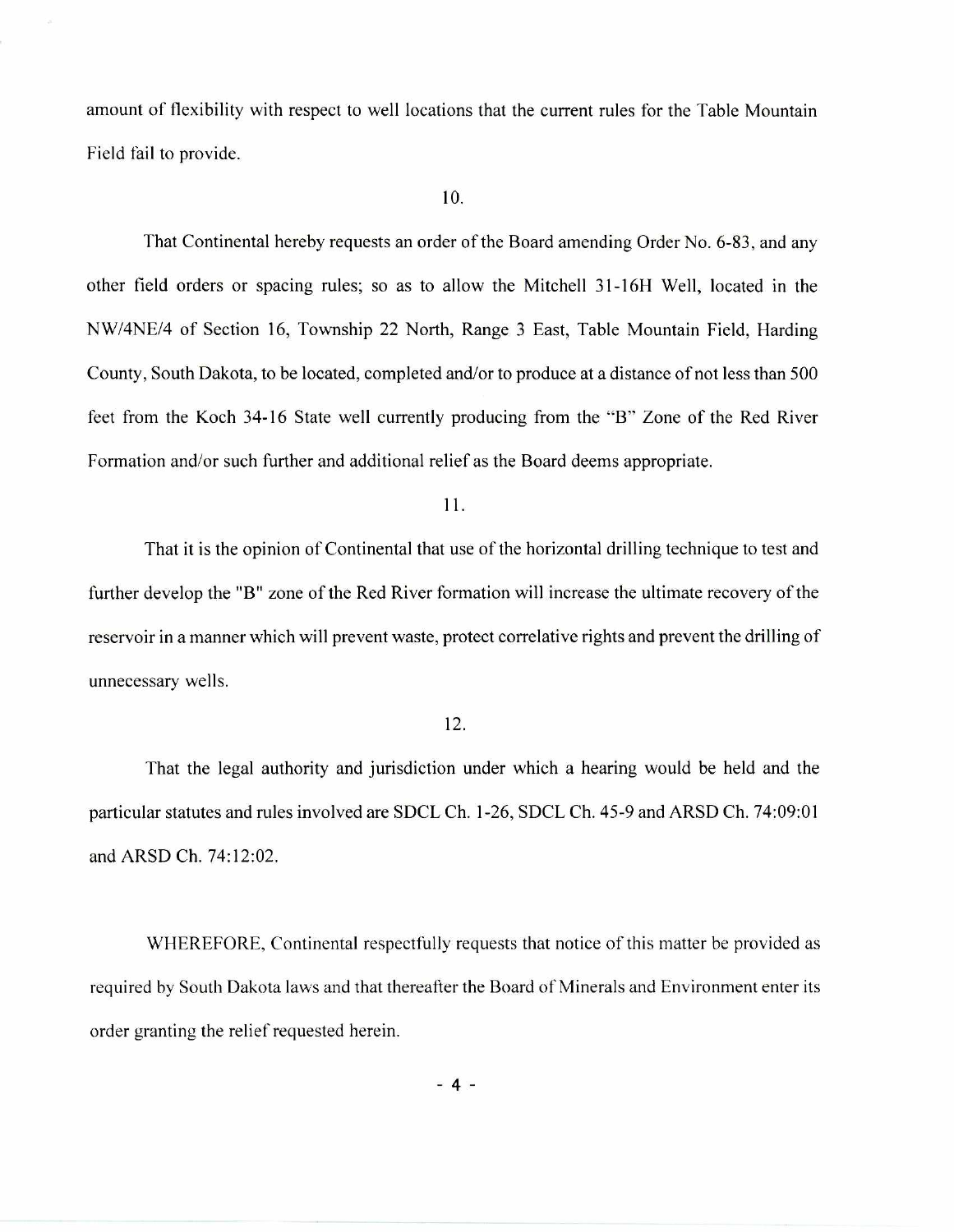amount of flexibility with respect to well locations that the current rules for the Table Mountain Field fail to provide.

10.

That Continental hereby requests an order of the Board amending Order No. 6-83, and any other field orders or spacing rules; so as to allow the Mitchell 31-16H Well, located in the NW/4NE/4 of Section 16, Township 22 North, Range 3 East, Table Mountain Field, Harding County, South Dakota, to be located, completed and/or to produce at a distance of not less than 500 feet from the Koch 34-16 State well currently producing from the "B" Zone of the Red River Formation and/or such further and additional relief as the Board deems appropriate.

11.

That it is the opinion of Continental that use of the horizontal drilling technique to test and further develop the "B" zone of the Red River formation will increase the ultimate recovery of the reservoir in a manner which will prevent waste, protect correlative rights and prevent the drilling of unnecessary wells.

12.

That the legal authority and jurisdiction under which a hearing would be held and the particular statutes and rules involved are SDCL Ch. 1-26, SDCL Ch. 45-9 and ARSD Ch. 74:09:01 and ARSD Ch. 74:12:02.

WHEREFORE, Continental respectfully requests that notice of this matter be provided as required by South Dakota laws and that thereafter the Board of Minerals and Environment enter its order granting the relief requested herein.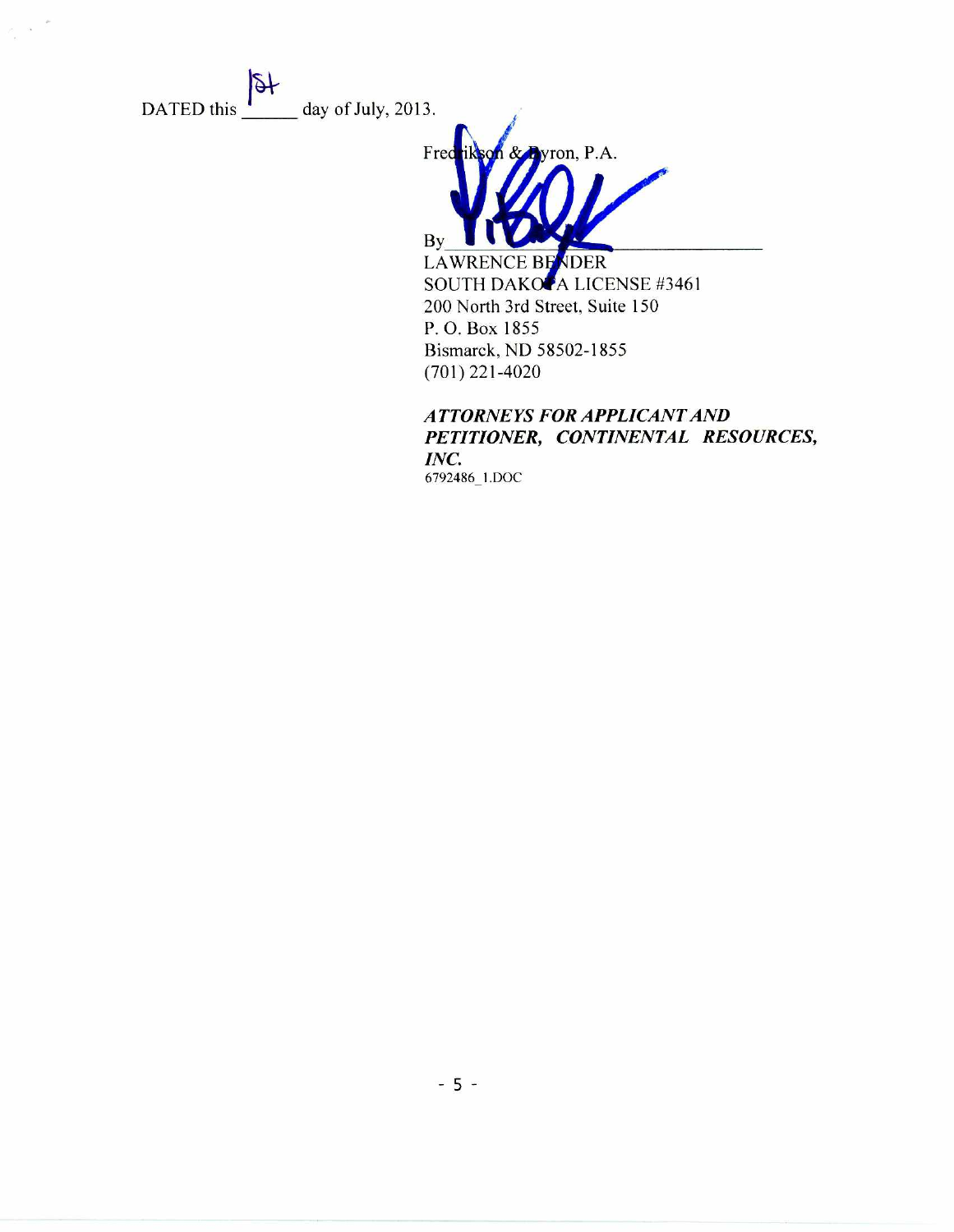DATED this 1st day of July, 2013.

Fredrikson & Byron, P.A.

By ______________________________

LAWRENCE BENDER
SOUTH DAKOTA LICENSE #3461
200 North 3rd Street, Suite 150
P. O. Box 1855
Bismarck, ND 58502-1855
(701) 221-4020

***ATTORNEYS FOR APPLICANT AND PETITIONER, CONTINENTAL RESOURCES, INC.***

6792486_1.DOC